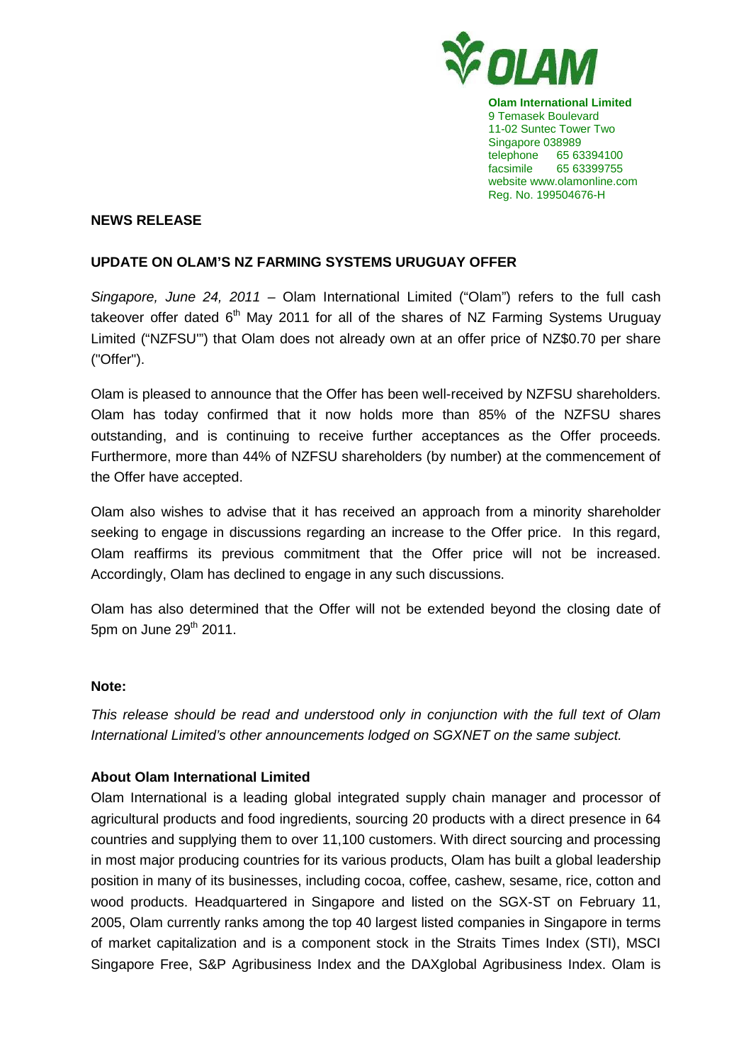**Olam International Limited**
9 Temasek Boulevard
11-02 Suntec Tower Two
Singapore 038989
telephone 65 63394100
facsimile 65 63399755
website www.olamonline.com
Reg. No. 199504676-H

**NEWS RELEASE**

**UPDATE ON OLAM'S NZ FARMING SYSTEMS URUGUAY OFFER**

*Singapore, June 24, 2011* – Olam International Limited ("Olam") refers to the full cash takeover offer dated 6th May 2011 for all of the shares of NZ Farming Systems Uruguay Limited ("NZFSU"") that Olam does not already own at an offer price of NZ$0.70 per share ("Offer").

Olam is pleased to announce that the Offer has been well-received by NZFSU shareholders. Olam has today confirmed that it now holds more than 85% of the NZFSU shares outstanding, and is continuing to receive further acceptances as the Offer proceeds. Furthermore, more than 44% of NZFSU shareholders (by number) at the commencement of the Offer have accepted.

Olam also wishes to advise that it has received an approach from a minority shareholder seeking to engage in discussions regarding an increase to the Offer price. In this regard, Olam reaffirms its previous commitment that the Offer price will not be increased. Accordingly, Olam has declined to engage in any such discussions.

Olam has also determined that the Offer will not be extended beyond the closing date of 5pm on June 29th 2011.

**Note:**

*This release should be read and understood only in conjunction with the full text of Olam International Limited's other announcements lodged on SGXNET on the same subject.*

**About Olam International Limited**

Olam International is a leading global integrated supply chain manager and processor of agricultural products and food ingredients, sourcing 20 products with a direct presence in 64 countries and supplying them to over 11,100 customers. With direct sourcing and processing in most major producing countries for its various products, Olam has built a global leadership position in many of its businesses, including cocoa, coffee, cashew, sesame, rice, cotton and wood products. Headquartered in Singapore and listed on the SGX-ST on February 11, 2005, Olam currently ranks among the top 40 largest listed companies in Singapore in terms of market capitalization and is a component stock in the Straits Times Index (STI), MSCI Singapore Free, S&P Agribusiness Index and the DAXglobal Agribusiness Index. Olam is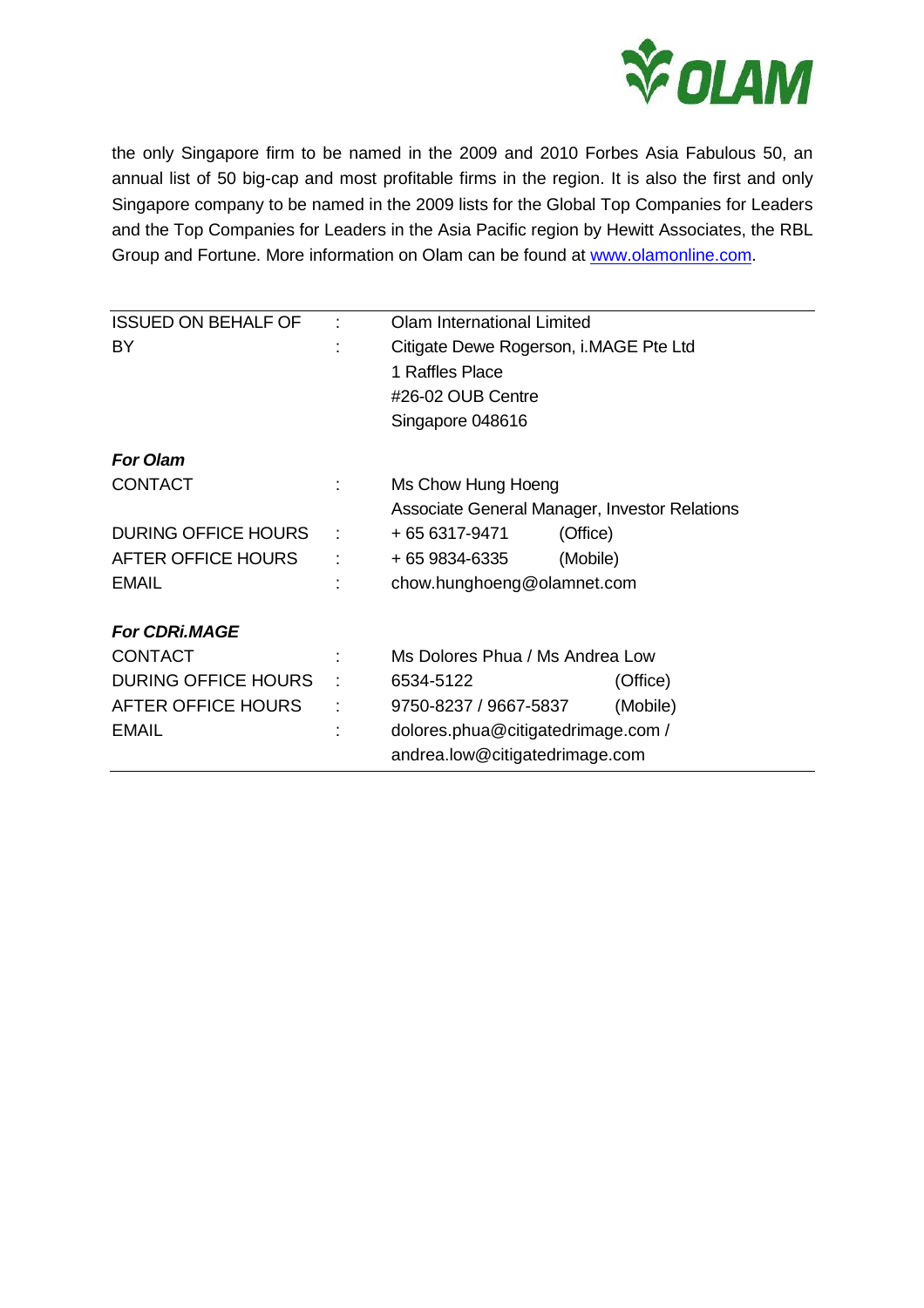the only Singapore firm to be named in the 2009 and 2010 Forbes Asia Fabulous 50, an annual list of 50 big-cap and most profitable firms in the region. It is also the first and only Singapore company to be named in the 2009 lists for the Global Top Companies for Leaders and the Top Companies for Leaders in the Asia Pacific region by Hewitt Associates, the RBL Group and Fortune. More information on Olam can be found at [www.olamonline.com](http://www.olamonline.com).

| | | |
|---|---|---|
| ISSUED ON BEHALF OF | : | Olam International Limited |
| BY | : | Citigate Dewe Rogerson, i.MAGE Pte Ltd<br>1 Raffles Place<br>#26-02 OUB Centre<br>Singapore 048616 |
| ***For Olam*** | | |
| CONTACT | : | Ms Chow Hung Hoeng<br>Associate General Manager, Investor Relations |
| DURING OFFICE HOURS | : | + 65 6317-9471 (Office) |
| AFTER OFFICE HOURS | : | + 65 9834-6335 (Mobile) |
| EMAIL | : | chow.hunghoeng@olamnet.com |
| ***For CDRi.MAGE*** | | |
| CONTACT | : | Ms Dolores Phua / Ms Andrea Low |
| DURING OFFICE HOURS | : | 6534-5122 (Office) |
| AFTER OFFICE HOURS | : | 9750-8237 / 9667-5837 (Mobile) |
| EMAIL | : | dolores.phua@citigatedrimage.com /<br>andrea.low@citigatedrimage.com |